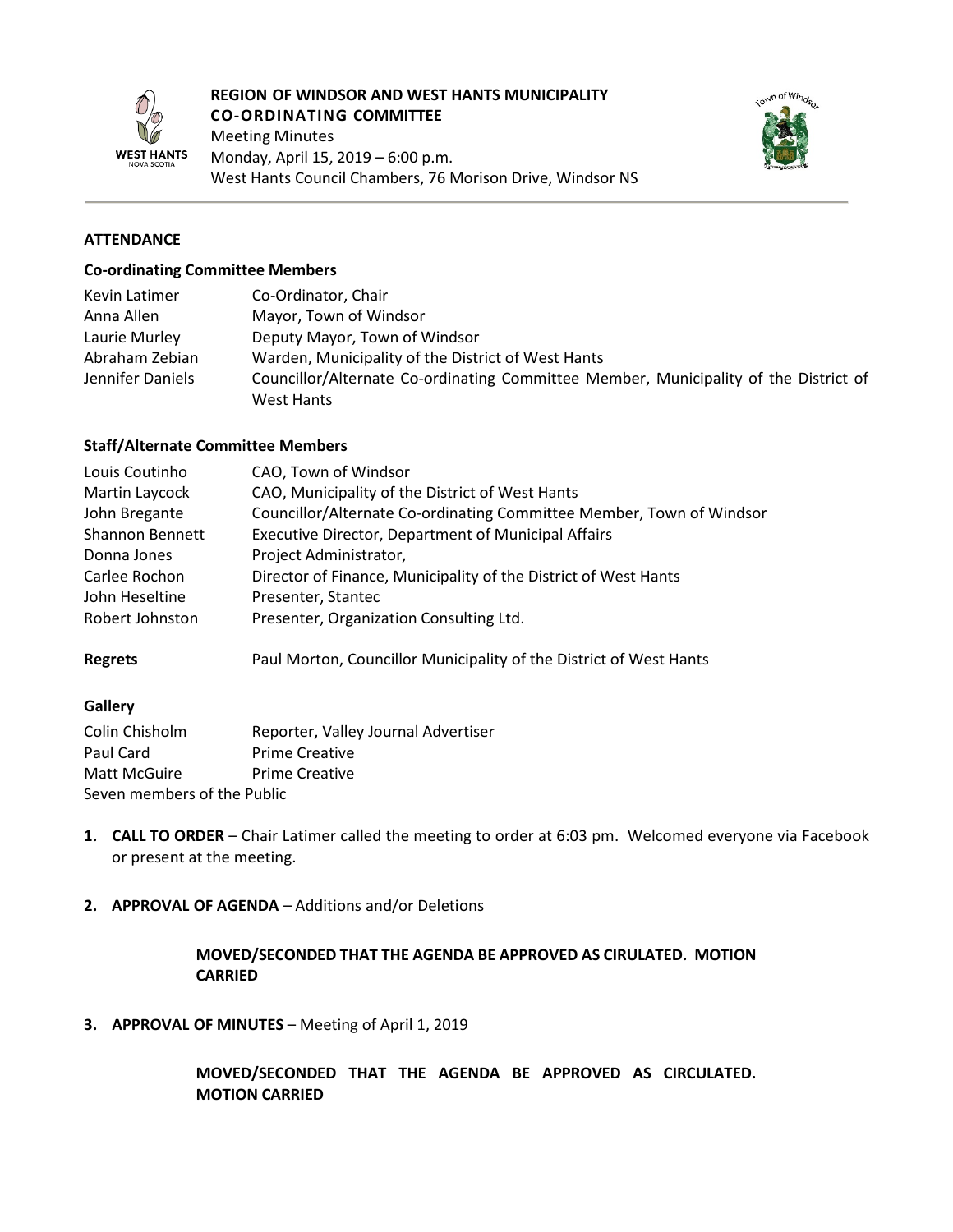**REGION OF WINDSOR AND WEST HANTS MUNICIPALITY**
**CO-ORDINATING COMMITTEE**
Meeting Minutes
Monday, April 15, 2019 – 6:00 p.m.
West Hants Council Chambers, 76 Morison Drive, Windsor NS

## ATTENDANCE

### Co-ordinating Committee Members

| | |
|---|---|
| Kevin Latimer | Co-Ordinator, Chair |
| Anna Allen | Mayor, Town of Windsor |
| Laurie Murley | Deputy Mayor, Town of Windsor |
| Abraham Zebian | Warden, Municipality of the District of West Hants |
| Jennifer Daniels | Councillor/Alternate Co-ordinating Committee Member, Municipality of the District of West Hants |

### Staff/Alternate Committee Members

| | |
|---|---|
| Louis Coutinho | CAO, Town of Windsor |
| Martin Laycock | CAO, Municipality of the District of West Hants |
| John Bregante | Councillor/Alternate Co-ordinating Committee Member, Town of Windsor |
| Shannon Bennett | Executive Director, Department of Municipal Affairs |
| Donna Jones | Project Administrator, |
| Carlee Rochon | Director of Finance, Municipality of the District of West Hants |
| John Heseltine | Presenter, Stantec |
| Robert Johnston | Presenter, Organization Consulting Ltd. |

**Regrets** Paul Morton, Councillor Municipality of the District of West Hants

### Gallery

| | |
|---|---|
| Colin Chisholm | Reporter, Valley Journal Advertiser |
| Paul Card | Prime Creative |
| Matt McGuire | Prime Creative |

Seven members of the Public

1. **CALL TO ORDER** – Chair Latimer called the meeting to order at 6:03 pm. Welcomed everyone via Facebook or present at the meeting.

2. **APPROVAL OF AGENDA** – Additions and/or Deletions

   **MOVED/SECONDED THAT THE AGENDA BE APPROVED AS CIRULATED. MOTION CARRIED**

3. **APPROVAL OF MINUTES** – Meeting of April 1, 2019

   **MOVED/SECONDED THAT THE AGENDA BE APPROVED AS CIRCULATED. MOTION CARRIED**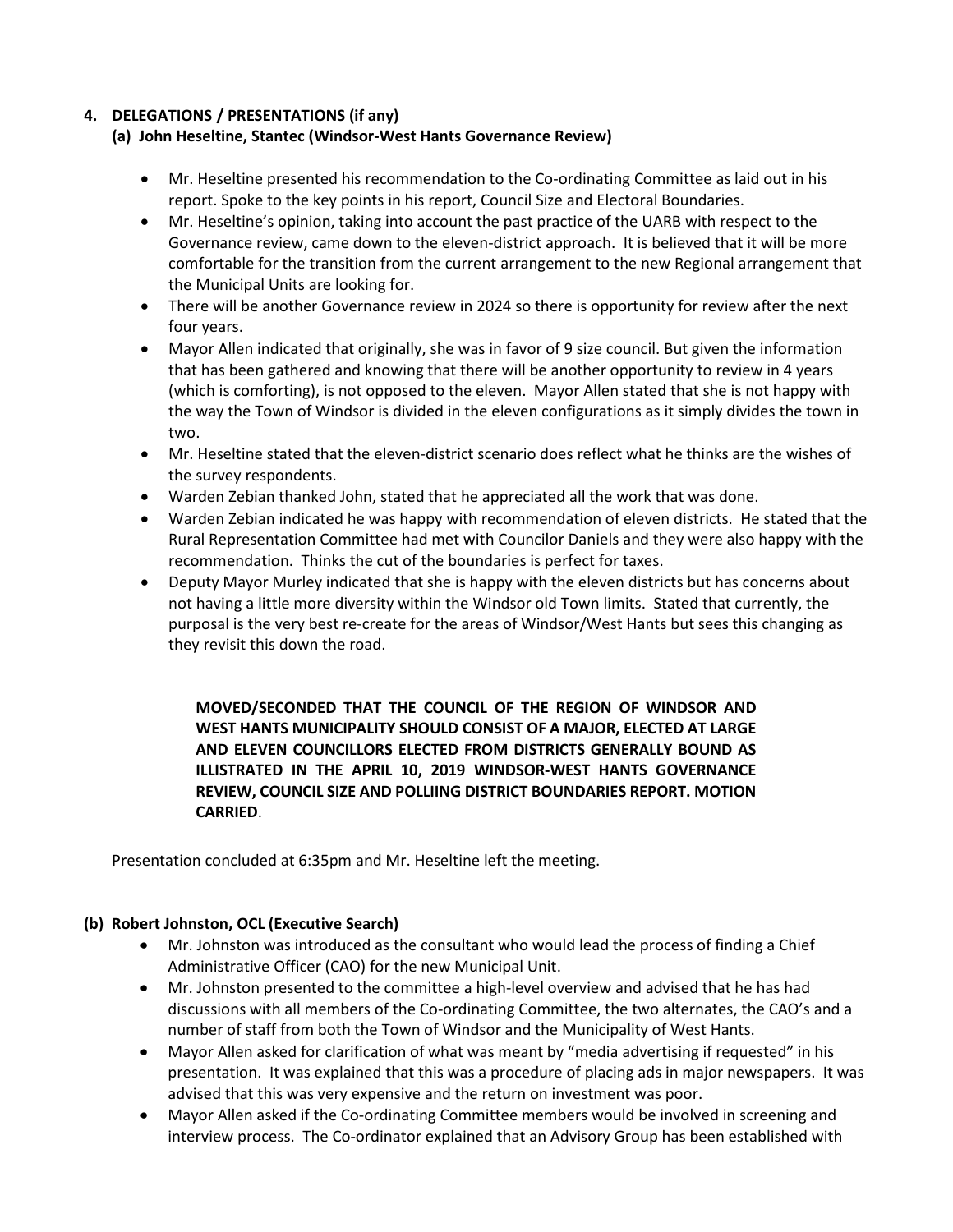**4. DELEGATIONS / PRESENTATIONS (if any)**

**(a) John Heseltine, Stantec (Windsor-West Hants Governance Review)**

- Mr. Heseltine presented his recommendation to the Co-ordinating Committee as laid out in his report. Spoke to the key points in his report, Council Size and Electoral Boundaries.
- Mr. Heseltine's opinion, taking into account the past practice of the UARB with respect to the Governance review, came down to the eleven-district approach. It is believed that it will be more comfortable for the transition from the current arrangement to the new Regional arrangement that the Municipal Units are looking for.
- There will be another Governance review in 2024 so there is opportunity for review after the next four years.
- Mayor Allen indicated that originally, she was in favor of 9 size council. But given the information that has been gathered and knowing that there will be another opportunity to review in 4 years (which is comforting), is not opposed to the eleven. Mayor Allen stated that she is not happy with the way the Town of Windsor is divided in the eleven configurations as it simply divides the town in two.
- Mr. Heseltine stated that the eleven-district scenario does reflect what he thinks are the wishes of the survey respondents.
- Warden Zebian thanked John, stated that he appreciated all the work that was done.
- Warden Zebian indicated he was happy with recommendation of eleven districts. He stated that the Rural Representation Committee had met with Councilor Daniels and they were also happy with the recommendation. Thinks the cut of the boundaries is perfect for taxes.
- Deputy Mayor Murley indicated that she is happy with the eleven districts but has concerns about not having a little more diversity within the Windsor old Town limits. Stated that currently, the purposal is the very best re-create for the areas of Windsor/West Hants but sees this changing as they revisit this down the road.

> **MOVED/SECONDED THAT THE COUNCIL OF THE REGION OF WINDSOR AND WEST HANTS MUNICIPALITY SHOULD CONSIST OF A MAJOR, ELECTED AT LARGE AND ELEVEN COUNCILLORS ELECTED FROM DISTRICTS GENERALLY BOUND AS ILLISTRATED IN THE APRIL 10, 2019 WINDSOR-WEST HANTS GOVERNANCE REVIEW, COUNCIL SIZE AND POLLIING DISTRICT BOUNDARIES REPORT. MOTION CARRIED**.

Presentation concluded at 6:35pm and Mr. Heseltine left the meeting.

**(b) Robert Johnston, OCL (Executive Search)**

- Mr. Johnston was introduced as the consultant who would lead the process of finding a Chief Administrative Officer (CAO) for the new Municipal Unit.
- Mr. Johnston presented to the committee a high-level overview and advised that he has had discussions with all members of the Co-ordinating Committee, the two alternates, the CAO's and a number of staff from both the Town of Windsor and the Municipality of West Hants.
- Mayor Allen asked for clarification of what was meant by "media advertising if requested" in his presentation. It was explained that this was a procedure of placing ads in major newspapers. It was advised that this was very expensive and the return on investment was poor.
- Mayor Allen asked if the Co-ordinating Committee members would be involved in screening and interview process. The Co-ordinator explained that an Advisory Group has been established with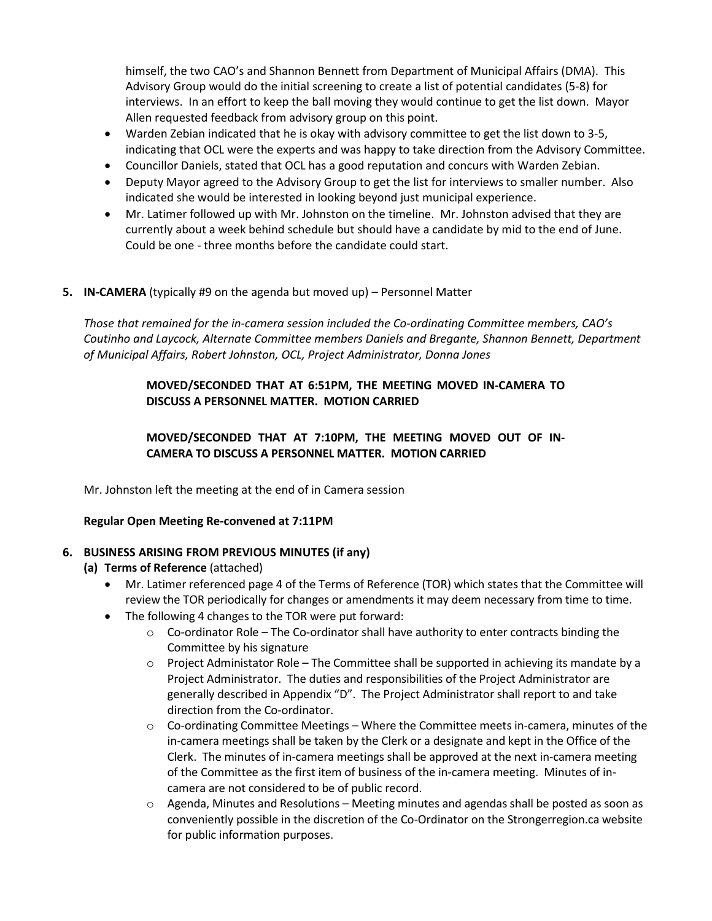himself, the two CAO's and Shannon Bennett from Department of Municipal Affairs (DMA). This Advisory Group would do the initial screening to create a list of potential candidates (5-8) for interviews. In an effort to keep the ball moving they would continue to get the list down. Mayor Allen requested feedback from advisory group on this point.

- Warden Zebian indicated that he is okay with advisory committee to get the list down to 3-5, indicating that OCL were the experts and was happy to take direction from the Advisory Committee.
- Councillor Daniels, stated that OCL has a good reputation and concurs with Warden Zebian.
- Deputy Mayor agreed to the Advisory Group to get the list for interviews to smaller number. Also indicated she would be interested in looking beyond just municipal experience.
- Mr. Latimer followed up with Mr. Johnston on the timeline. Mr. Johnston advised that they are currently about a week behind schedule but should have a candidate by mid to the end of June. Could be one - three months before the candidate could start.

**5. IN-CAMERA** (typically #9 on the agenda but moved up) – Personnel Matter

*Those that remained for the in-camera session included the Co-ordinating Committee members, CAO's Coutinho and Laycock, Alternate Committee members Daniels and Bregante, Shannon Bennett, Department of Municipal Affairs, Robert Johnston, OCL, Project Administrator, Donna Jones*

> **MOVED/SECONDED THAT AT 6:51PM, THE MEETING MOVED IN-CAMERA TO DISCUSS A PERSONNEL MATTER. MOTION CARRIED**
>
> **MOVED/SECONDED THAT AT 7:10PM, THE MEETING MOVED OUT OF IN-CAMERA TO DISCUSS A PERSONNEL MATTER. MOTION CARRIED**

Mr. Johnston left the meeting at the end of in Camera session

**Regular Open Meeting Re-convened at 7:11PM**

**6. BUSINESS ARISING FROM PREVIOUS MINUTES (if any)**

**(a) Terms of Reference** (attached)

- Mr. Latimer referenced page 4 of the Terms of Reference (TOR) which states that the Committee will review the TOR periodically for changes or amendments it may deem necessary from time to time.
- The following 4 changes to the TOR were put forward:
  - Co-ordinator Role – The Co-ordinator shall have authority to enter contracts binding the Committee by his signature
  - Project Administator Role – The Committee shall be supported in achieving its mandate by a Project Administrator. The duties and responsibilities of the Project Administrator are generally described in Appendix "D". The Project Administrator shall report to and take direction from the Co-ordinator.
  - Co-ordinating Committee Meetings – Where the Committee meets in-camera, minutes of the in-camera meetings shall be taken by the Clerk or a designate and kept in the Office of the Clerk. The minutes of in-camera meetings shall be approved at the next in-camera meeting of the Committee as the first item of business of the in-camera meeting. Minutes of in-camera are not considered to be of public record.
  - Agenda, Minutes and Resolutions – Meeting minutes and agendas shall be posted as soon as conveniently possible in the discretion of the Co-Ordinator on the Strongerregion.ca website for public information purposes.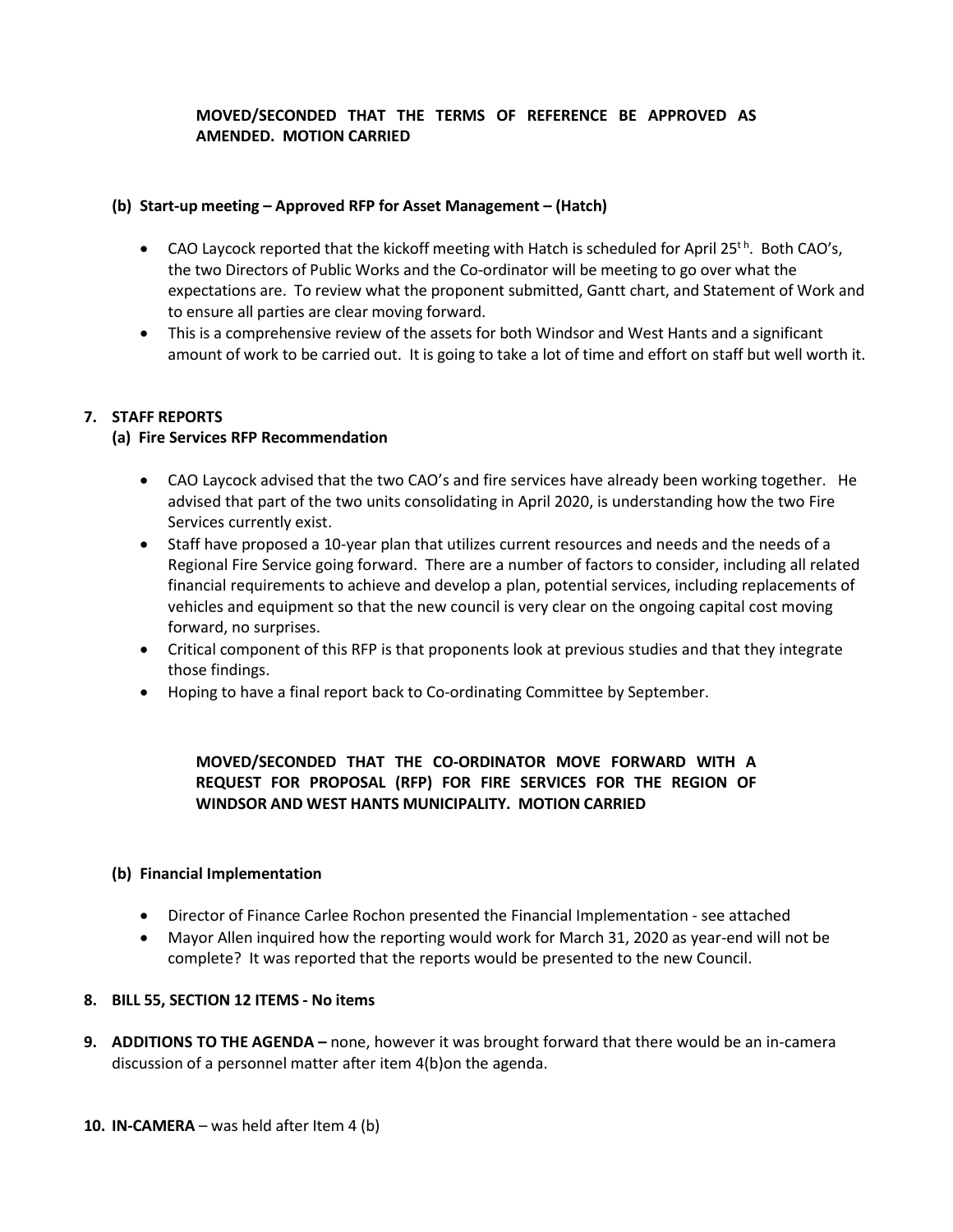**MOVED/SECONDED THAT THE TERMS OF REFERENCE BE APPROVED AS AMENDED. MOTION CARRIED**

**(b) Start-up meeting – Approved RFP for Asset Management – (Hatch)**

- CAO Laycock reported that the kickoff meeting with Hatch is scheduled for April 25th. Both CAO's, the two Directors of Public Works and the Co-ordinator will be meeting to go over what the expectations are. To review what the proponent submitted, Gantt chart, and Statement of Work and to ensure all parties are clear moving forward.
- This is a comprehensive review of the assets for both Windsor and West Hants and a significant amount of work to be carried out. It is going to take a lot of time and effort on staff but well worth it.

**7. STAFF REPORTS**

**(a) Fire Services RFP Recommendation**

- CAO Laycock advised that the two CAO's and fire services have already been working together. He advised that part of the two units consolidating in April 2020, is understanding how the two Fire Services currently exist.
- Staff have proposed a 10-year plan that utilizes current resources and needs and the needs of a Regional Fire Service going forward. There are a number of factors to consider, including all related financial requirements to achieve and develop a plan, potential services, including replacements of vehicles and equipment so that the new council is very clear on the ongoing capital cost moving forward, no surprises.
- Critical component of this RFP is that proponents look at previous studies and that they integrate those findings.
- Hoping to have a final report back to Co-ordinating Committee by September.

**MOVED/SECONDED THAT THE CO-ORDINATOR MOVE FORWARD WITH A REQUEST FOR PROPOSAL (RFP) FOR FIRE SERVICES FOR THE REGION OF WINDSOR AND WEST HANTS MUNICIPALITY. MOTION CARRIED**

**(b) Financial Implementation**

- Director of Finance Carlee Rochon presented the Financial Implementation - see attached
- Mayor Allen inquired how the reporting would work for March 31, 2020 as year-end will not be complete? It was reported that the reports would be presented to the new Council.

**8. BILL 55, SECTION 12 ITEMS - No items**

**9. ADDITIONS TO THE AGENDA –** none, however it was brought forward that there would be an in-camera discussion of a personnel matter after item 4(b)on the agenda.

**10. IN-CAMERA** – was held after Item 4 (b)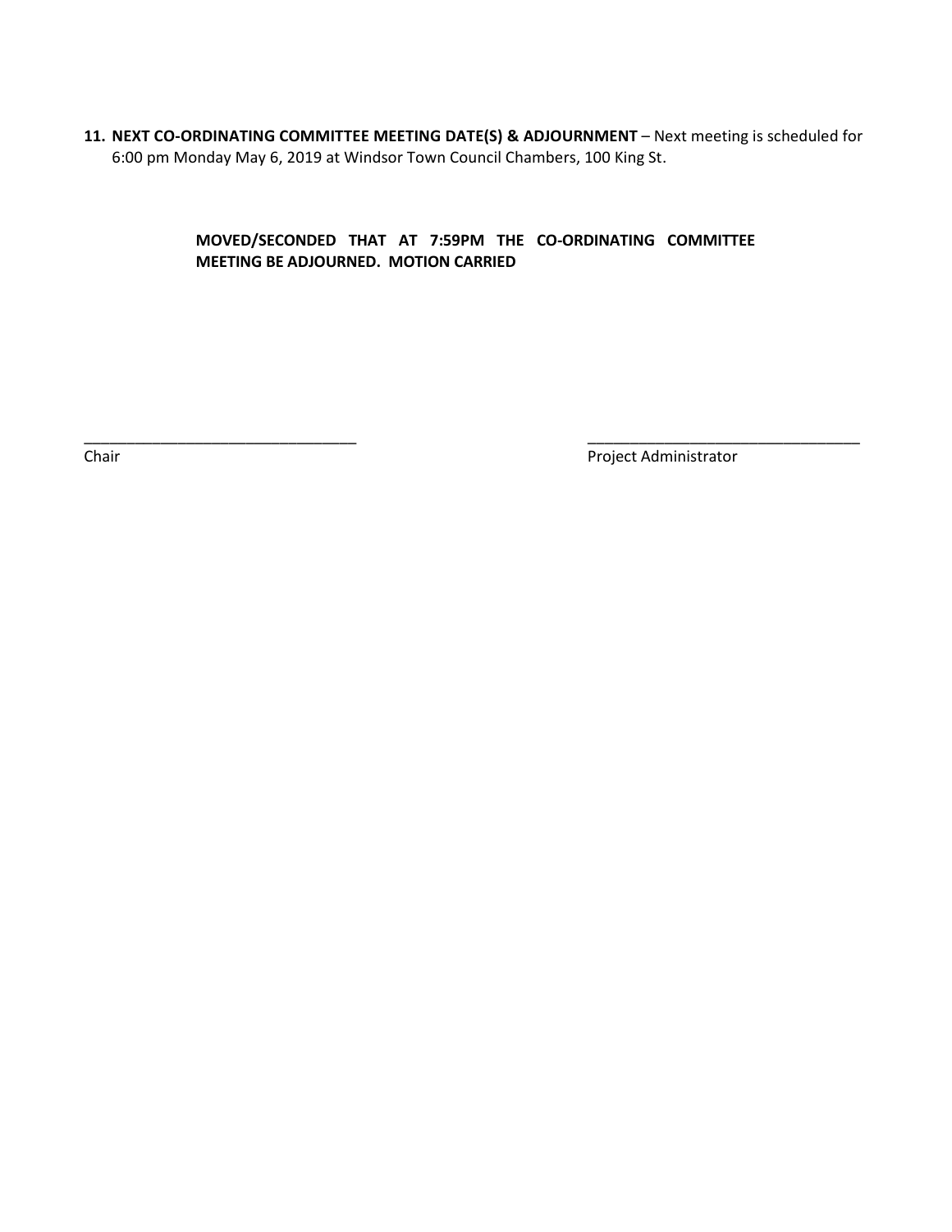11. **NEXT CO-ORDINATING COMMITTEE MEETING DATE(S) & ADJOURNMENT** – Next meeting is scheduled for 6:00 pm Monday May 6, 2019 at Windsor Town Council Chambers, 100 King St.

**MOVED/SECONDED THAT AT 7:59PM THE CO-ORDINATING COMMITTEE MEETING BE ADJOURNED. MOTION CARRIED**

________________________________ ________________________________

Chair Project Administrator